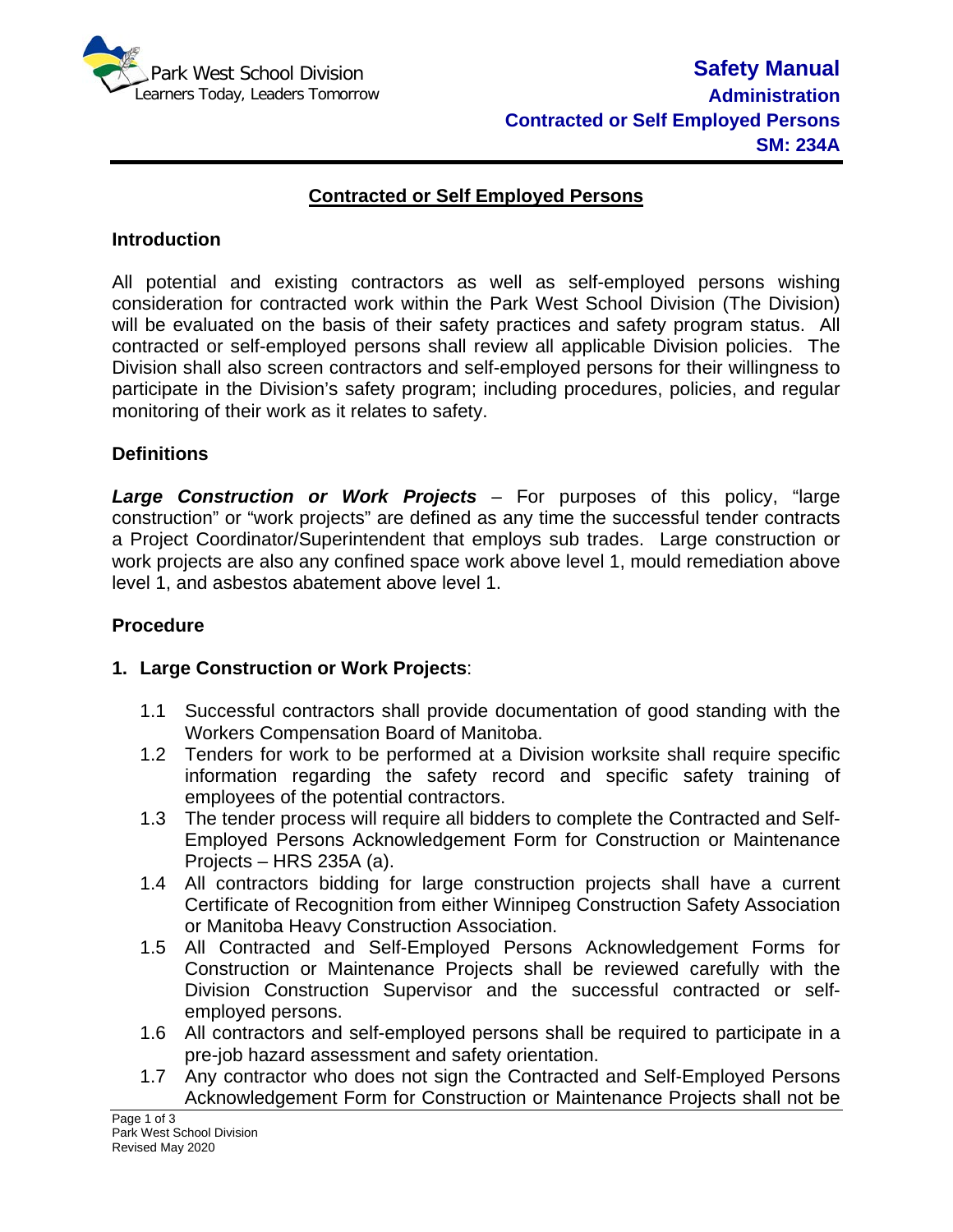Park West School Division
Learners Today, Leaders Tomorrow

**Safety Manual**
**Administration**
**Contracted or Self Employed Persons**
**SM: 234A**

# Contracted or Self Employed Persons

## Introduction

All potential and existing contractors as well as self-employed persons wishing consideration for contracted work within the Park West School Division (The Division) will be evaluated on the basis of their safety practices and safety program status. All contracted or self-employed persons shall review all applicable Division policies. The Division shall also screen contractors and self-employed persons for their willingness to participate in the Division's safety program; including procedures, policies, and regular monitoring of their work as it relates to safety.

## Definitions

***Large Construction or Work Projects*** – For purposes of this policy, "large construction" or "work projects" are defined as any time the successful tender contracts a Project Coordinator/Superintendent that employs sub trades. Large construction or work projects are also any confined space work above level 1, mould remediation above level 1, and asbestos abatement above level 1.

## Procedure

**1. Large Construction or Work Projects**:

1.1 Successful contractors shall provide documentation of good standing with the Workers Compensation Board of Manitoba.

1.2 Tenders for work to be performed at a Division worksite shall require specific information regarding the safety record and specific safety training of employees of the potential contractors.

1.3 The tender process will require all bidders to complete the Contracted and Self-Employed Persons Acknowledgement Form for Construction or Maintenance Projects – HRS 235A (a).

1.4 All contractors bidding for large construction projects shall have a current Certificate of Recognition from either Winnipeg Construction Safety Association or Manitoba Heavy Construction Association.

1.5 All Contracted and Self-Employed Persons Acknowledgement Forms for Construction or Maintenance Projects shall be reviewed carefully with the Division Construction Supervisor and the successful contracted or self-employed persons.

1.6 All contractors and self-employed persons shall be required to participate in a pre-job hazard assessment and safety orientation.

1.7 Any contractor who does not sign the Contracted and Self-Employed Persons Acknowledgement Form for Construction or Maintenance Projects shall not be

Park West School Division
Revised May 2020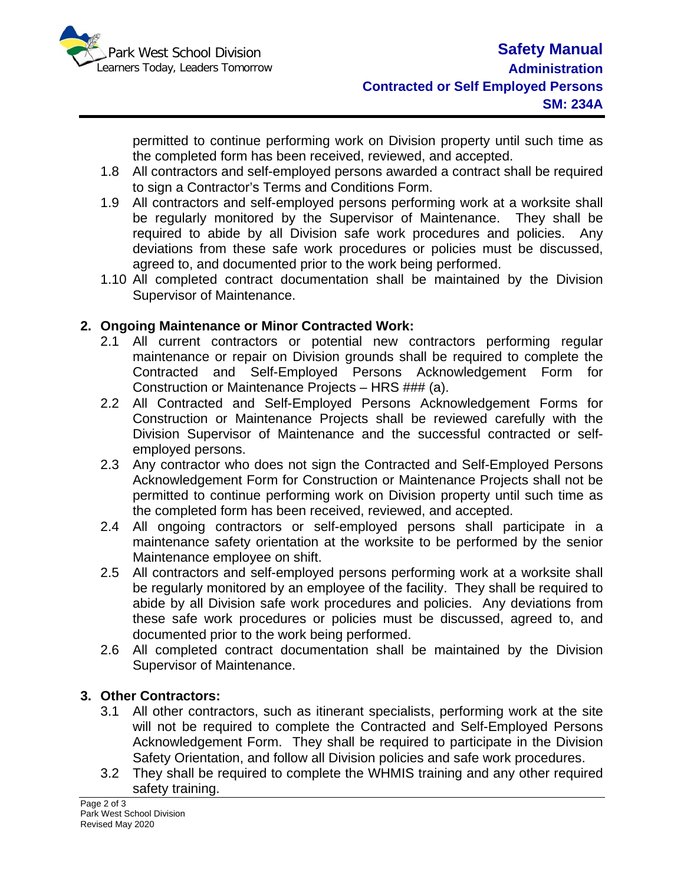permitted to continue performing work on Division property until such time as the completed form has been received, reviewed, and accepted.

1.8 All contractors and self-employed persons awarded a contract shall be required to sign a Contractor's Terms and Conditions Form.

1.9 All contractors and self-employed persons performing work at a worksite shall be regularly monitored by the Supervisor of Maintenance. They shall be required to abide by all Division safe work procedures and policies. Any deviations from these safe work procedures or policies must be discussed, agreed to, and documented prior to the work being performed.

1.10 All completed contract documentation shall be maintained by the Division Supervisor of Maintenance.

## 2. Ongoing Maintenance or Minor Contracted Work:

2.1 All current contractors or potential new contractors performing regular maintenance or repair on Division grounds shall be required to complete the Contracted and Self-Employed Persons Acknowledgement Form for Construction or Maintenance Projects – HRS ### (a).

2.2 All Contracted and Self-Employed Persons Acknowledgement Forms for Construction or Maintenance Projects shall be reviewed carefully with the Division Supervisor of Maintenance and the successful contracted or self-employed persons.

2.3 Any contractor who does not sign the Contracted and Self-Employed Persons Acknowledgement Form for Construction or Maintenance Projects shall not be permitted to continue performing work on Division property until such time as the completed form has been received, reviewed, and accepted.

2.4 All ongoing contractors or self-employed persons shall participate in a maintenance safety orientation at the worksite to be performed by the senior Maintenance employee on shift.

2.5 All contractors and self-employed persons performing work at a worksite shall be regularly monitored by an employee of the facility. They shall be required to abide by all Division safe work procedures and policies. Any deviations from these safe work procedures or policies must be discussed, agreed to, and documented prior to the work being performed.

2.6 All completed contract documentation shall be maintained by the Division Supervisor of Maintenance.

## 3. Other Contractors:

3.1 All other contractors, such as itinerant specialists, performing work at the site will not be required to complete the Contracted and Self-Employed Persons Acknowledgement Form. They shall be required to participate in the Division Safety Orientation, and follow all Division policies and safe work procedures.

3.2 They shall be required to complete the WHMIS training and any other required safety training.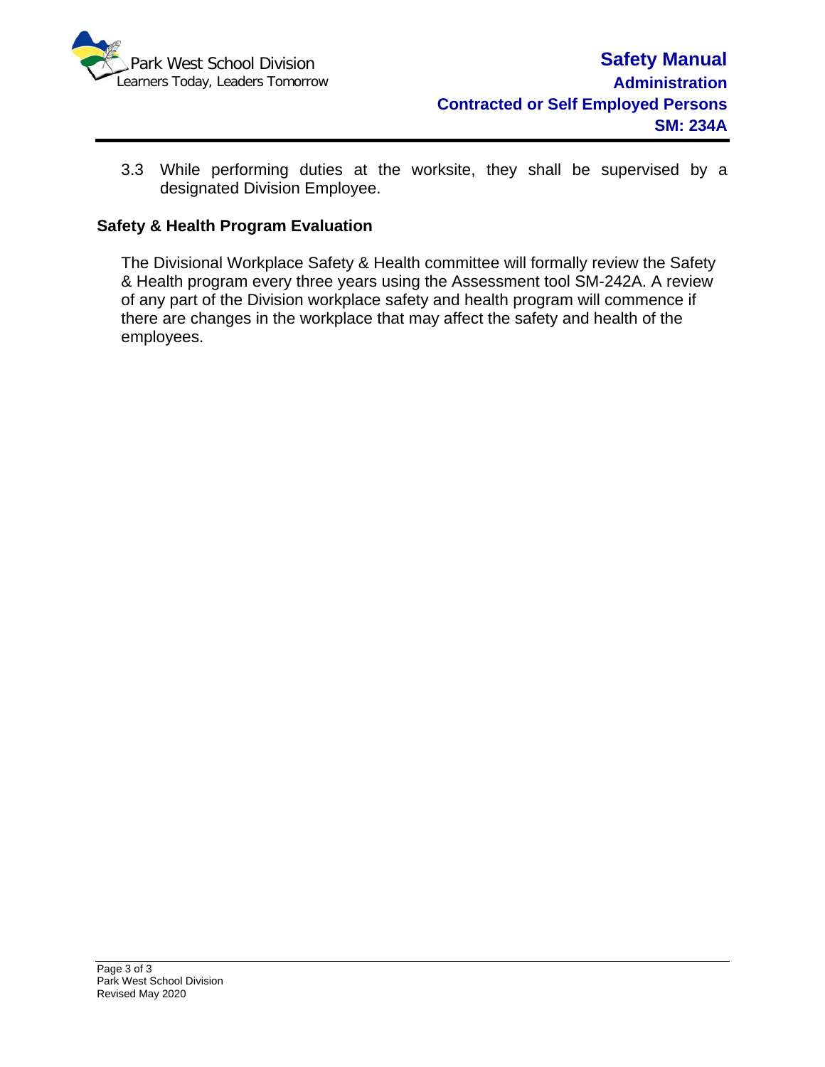3.3 While performing duties at the worksite, they shall be supervised by a designated Division Employee.

## Safety & Health Program Evaluation

The Divisional Workplace Safety & Health committee will formally review the Safety & Health program every three years using the Assessment tool SM-242A. A review of any part of the Division workplace safety and health program will commence if there are changes in the workplace that may affect the safety and health of the employees.